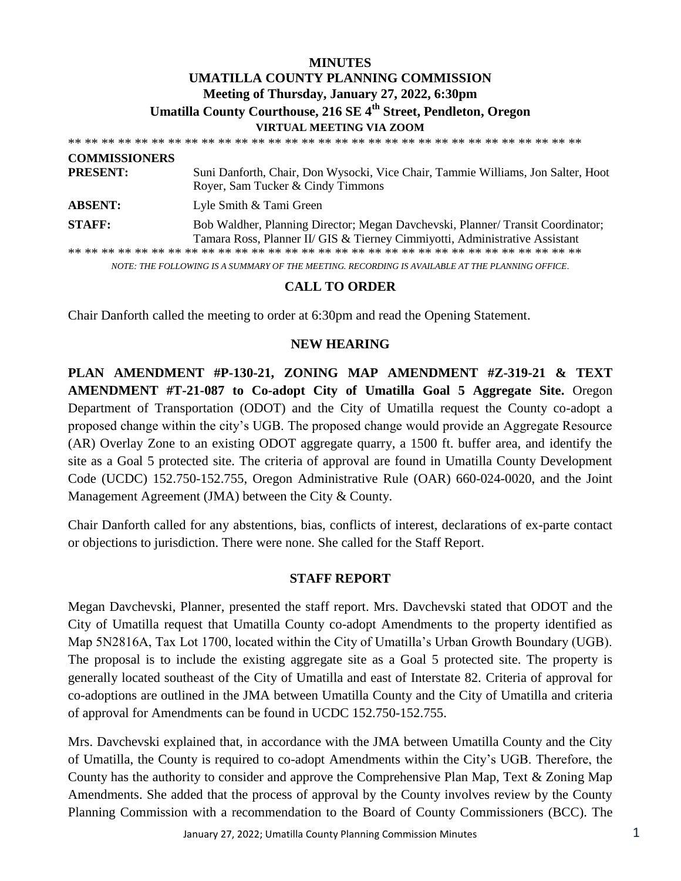# MINUTES
# UMATILLA COUNTY PLANNING COMMISSION
## Meeting of Thursday, January 27, 2022, 6:30pm
## Umatilla County Courthouse, 216 SE 4th Street, Pendleton, Oregon
### VIRTUAL MEETING VIA ZOOM

** ** ** ** ** ** ** ** ** ** ** ** ** ** ** ** ** ** ** ** ** ** ** ** ** ** ** ** ** ** ** ** ** **

| | |
|---|---|
| **COMMISSIONERS PRESENT:** | Suni Danforth, Chair, Don Wysocki, Vice Chair, Tammie Williams, Jon Salter, Hoot Royer, Sam Tucker & Cindy Timmons |
| **ABSENT:** | Lyle Smith & Tami Green |
| **STAFF:** | Bob Waldher, Planning Director; Megan Davchevski, Planner/ Transit Coordinator; Tamara Ross, Planner II/ GIS & Tierney Cimmiyotti, Administrative Assistant |

** ** ** ** ** ** ** ** ** ** ** ** ** ** ** ** ** ** ** ** ** ** ** ** ** ** ** ** ** ** ** ** ** **

*NOTE: THE FOLLOWING IS A SUMMARY OF THE MEETING. RECORDING IS AVAILABLE AT THE PLANNING OFFICE.*

## CALL TO ORDER

Chair Danforth called the meeting to order at 6:30pm and read the Opening Statement.

## NEW HEARING

**PLAN AMENDMENT #P-130-21, ZONING MAP AMENDMENT #Z-319-21 & TEXT AMENDMENT #T-21-087 to Co-adopt City of Umatilla Goal 5 Aggregate Site.** Oregon Department of Transportation (ODOT) and the City of Umatilla request the County co-adopt a proposed change within the city's UGB. The proposed change would provide an Aggregate Resource (AR) Overlay Zone to an existing ODOT aggregate quarry, a 1500 ft. buffer area, and identify the site as a Goal 5 protected site. The criteria of approval are found in Umatilla County Development Code (UCDC) 152.750-152.755, Oregon Administrative Rule (OAR) 660-024-0020, and the Joint Management Agreement (JMA) between the City & County.

Chair Danforth called for any abstentions, bias, conflicts of interest, declarations of ex-parte contact or objections to jurisdiction. There were none. She called for the Staff Report.

## STAFF REPORT

Megan Davchevski, Planner, presented the staff report. Mrs. Davchevski stated that ODOT and the City of Umatilla request that Umatilla County co-adopt Amendments to the property identified as Map 5N2816A, Tax Lot 1700, located within the City of Umatilla's Urban Growth Boundary (UGB). The proposal is to include the existing aggregate site as a Goal 5 protected site. The property is generally located southeast of the City of Umatilla and east of Interstate 82. Criteria of approval for co-adoptions are outlined in the JMA between Umatilla County and the City of Umatilla and criteria of approval for Amendments can be found in UCDC 152.750-152.755.

Mrs. Davchevski explained that, in accordance with the JMA between Umatilla County and the City of Umatilla, the County is required to co-adopt Amendments within the City's UGB. Therefore, the County has the authority to consider and approve the Comprehensive Plan Map, Text & Zoning Map Amendments. She added that the process of approval by the County involves review by the County Planning Commission with a recommendation to the Board of County Commissioners (BCC). The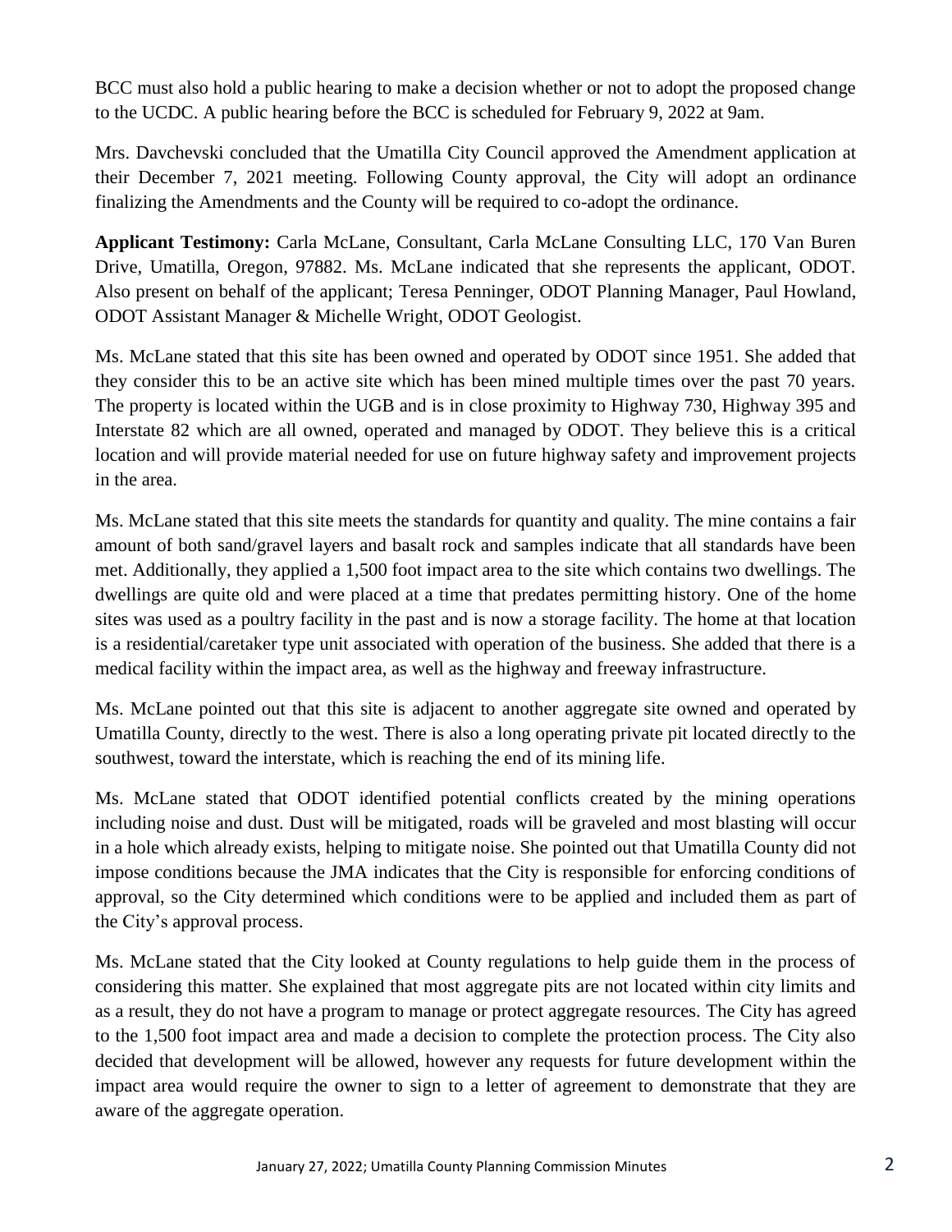BCC must also hold a public hearing to make a decision whether or not to adopt the proposed change to the UCDC. A public hearing before the BCC is scheduled for February 9, 2022 at 9am.

Mrs. Davchevski concluded that the Umatilla City Council approved the Amendment application at their December 7, 2021 meeting. Following County approval, the City will adopt an ordinance finalizing the Amendments and the County will be required to co-adopt the ordinance.

**Applicant Testimony:** Carla McLane, Consultant, Carla McLane Consulting LLC, 170 Van Buren Drive, Umatilla, Oregon, 97882. Ms. McLane indicated that she represents the applicant, ODOT. Also present on behalf of the applicant; Teresa Penninger, ODOT Planning Manager, Paul Howland, ODOT Assistant Manager & Michelle Wright, ODOT Geologist.

Ms. McLane stated that this site has been owned and operated by ODOT since 1951. She added that they consider this to be an active site which has been mined multiple times over the past 70 years. The property is located within the UGB and is in close proximity to Highway 730, Highway 395 and Interstate 82 which are all owned, operated and managed by ODOT. They believe this is a critical location and will provide material needed for use on future highway safety and improvement projects in the area.

Ms. McLane stated that this site meets the standards for quantity and quality. The mine contains a fair amount of both sand/gravel layers and basalt rock and samples indicate that all standards have been met. Additionally, they applied a 1,500 foot impact area to the site which contains two dwellings. The dwellings are quite old and were placed at a time that predates permitting history. One of the home sites was used as a poultry facility in the past and is now a storage facility. The home at that location is a residential/caretaker type unit associated with operation of the business. She added that there is a medical facility within the impact area, as well as the highway and freeway infrastructure.

Ms. McLane pointed out that this site is adjacent to another aggregate site owned and operated by Umatilla County, directly to the west. There is also a long operating private pit located directly to the southwest, toward the interstate, which is reaching the end of its mining life.

Ms. McLane stated that ODOT identified potential conflicts created by the mining operations including noise and dust. Dust will be mitigated, roads will be graveled and most blasting will occur in a hole which already exists, helping to mitigate noise. She pointed out that Umatilla County did not impose conditions because the JMA indicates that the City is responsible for enforcing conditions of approval, so the City determined which conditions were to be applied and included them as part of the City's approval process.

Ms. McLane stated that the City looked at County regulations to help guide them in the process of considering this matter. She explained that most aggregate pits are not located within city limits and as a result, they do not have a program to manage or protect aggregate resources. The City has agreed to the 1,500 foot impact area and made a decision to complete the protection process. The City also decided that development will be allowed, however any requests for future development within the impact area would require the owner to sign to a letter of agreement to demonstrate that they are aware of the aggregate operation.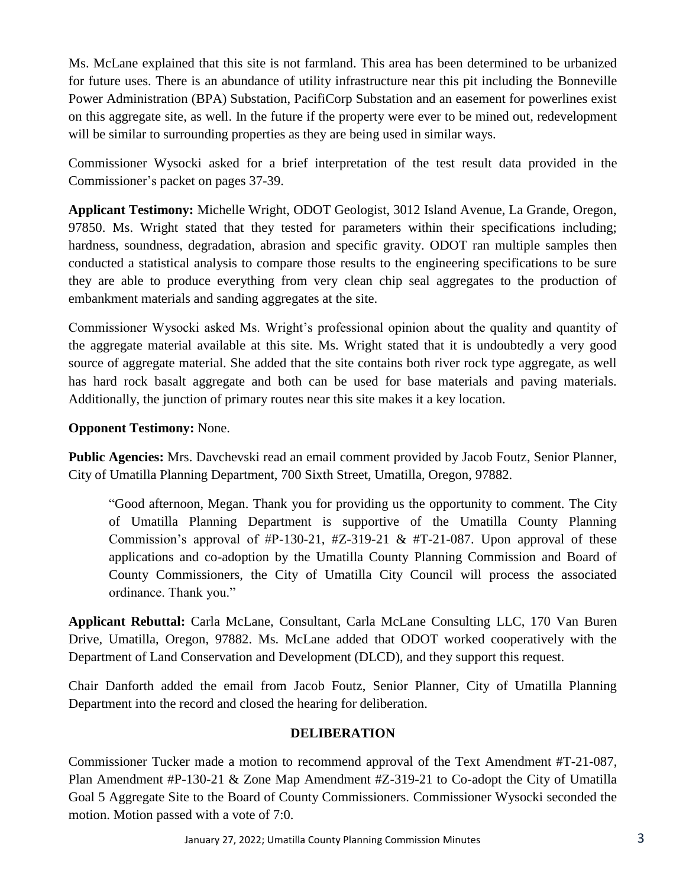Ms. McLane explained that this site is not farmland. This area has been determined to be urbanized for future uses. There is an abundance of utility infrastructure near this pit including the Bonneville Power Administration (BPA) Substation, PacifiCorp Substation and an easement for powerlines exist on this aggregate site, as well. In the future if the property were ever to be mined out, redevelopment will be similar to surrounding properties as they are being used in similar ways.

Commissioner Wysocki asked for a brief interpretation of the test result data provided in the Commissioner's packet on pages 37-39.

**Applicant Testimony:** Michelle Wright, ODOT Geologist, 3012 Island Avenue, La Grande, Oregon, 97850. Ms. Wright stated that they tested for parameters within their specifications including; hardness, soundness, degradation, abrasion and specific gravity. ODOT ran multiple samples then conducted a statistical analysis to compare those results to the engineering specifications to be sure they are able to produce everything from very clean chip seal aggregates to the production of embankment materials and sanding aggregates at the site.

Commissioner Wysocki asked Ms. Wright's professional opinion about the quality and quantity of the aggregate material available at this site. Ms. Wright stated that it is undoubtedly a very good source of aggregate material. She added that the site contains both river rock type aggregate, as well has hard rock basalt aggregate and both can be used for base materials and paving materials. Additionally, the junction of primary routes near this site makes it a key location.

**Opponent Testimony:** None.

**Public Agencies:** Mrs. Davchevski read an email comment provided by Jacob Foutz, Senior Planner, City of Umatilla Planning Department, 700 Sixth Street, Umatilla, Oregon, 97882.

> "Good afternoon, Megan. Thank you for providing us the opportunity to comment. The City of Umatilla Planning Department is supportive of the Umatilla County Planning Commission's approval of #P-130-21, #Z-319-21 & #T-21-087. Upon approval of these applications and co-adoption by the Umatilla County Planning Commission and Board of County Commissioners, the City of Umatilla City Council will process the associated ordinance. Thank you."

**Applicant Rebuttal:** Carla McLane, Consultant, Carla McLane Consulting LLC, 170 Van Buren Drive, Umatilla, Oregon, 97882. Ms. McLane added that ODOT worked cooperatively with the Department of Land Conservation and Development (DLCD), and they support this request.

Chair Danforth added the email from Jacob Foutz, Senior Planner, City of Umatilla Planning Department into the record and closed the hearing for deliberation.

## DELIBERATION

Commissioner Tucker made a motion to recommend approval of the Text Amendment #T-21-087, Plan Amendment #P-130-21 & Zone Map Amendment #Z-319-21 to Co-adopt the City of Umatilla Goal 5 Aggregate Site to the Board of County Commissioners. Commissioner Wysocki seconded the motion. Motion passed with a vote of 7:0.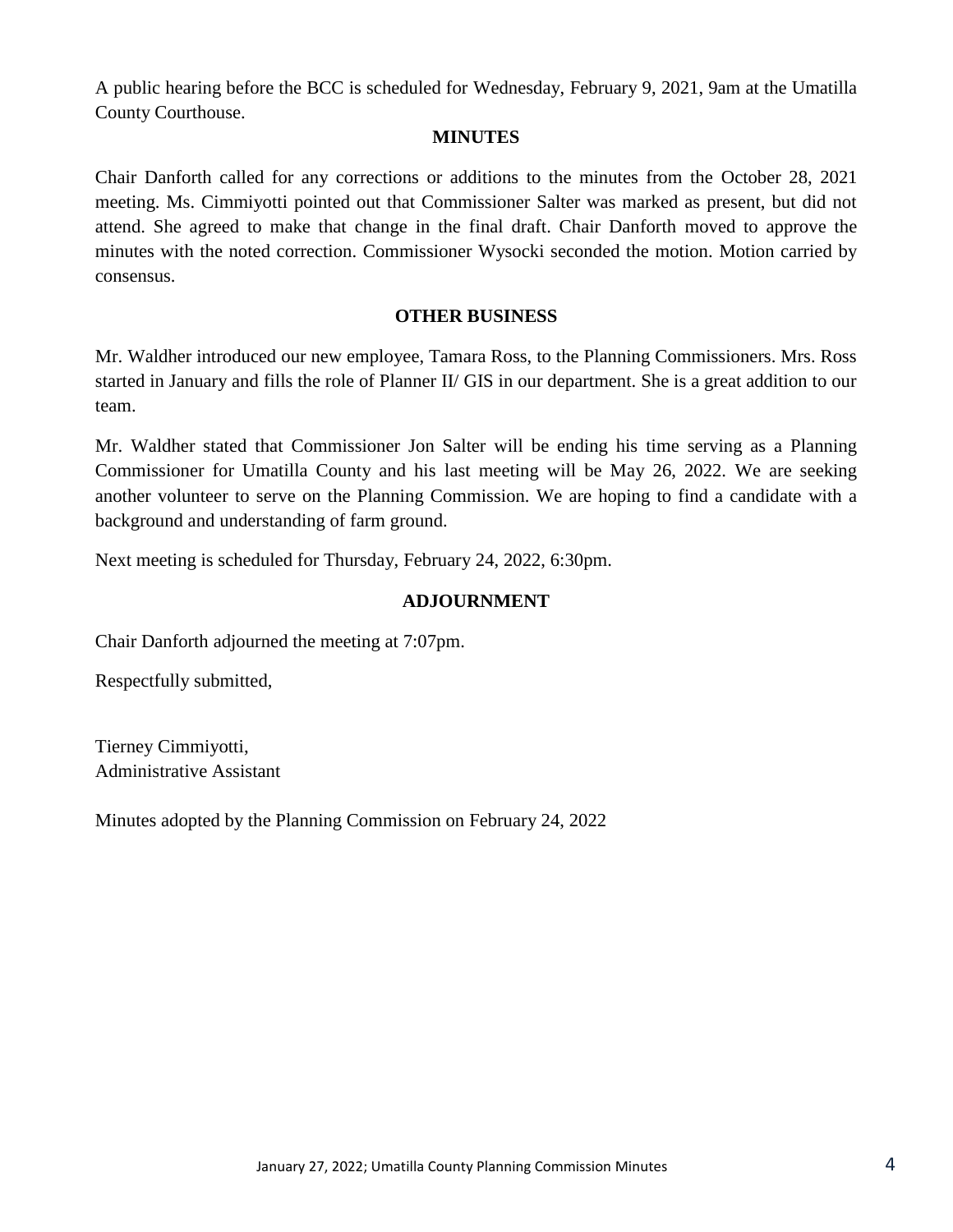A public hearing before the BCC is scheduled for Wednesday, February 9, 2021, 9am at the Umatilla County Courthouse.

## MINUTES

Chair Danforth called for any corrections or additions to the minutes from the October 28, 2021 meeting. Ms. Cimmiyotti pointed out that Commissioner Salter was marked as present, but did not attend. She agreed to make that change in the final draft. Chair Danforth moved to approve the minutes with the noted correction. Commissioner Wysocki seconded the motion. Motion carried by consensus.

## OTHER BUSINESS

Mr. Waldher introduced our new employee, Tamara Ross, to the Planning Commissioners. Mrs. Ross started in January and fills the role of Planner II/ GIS in our department. She is a great addition to our team.

Mr. Waldher stated that Commissioner Jon Salter will be ending his time serving as a Planning Commissioner for Umatilla County and his last meeting will be May 26, 2022. We are seeking another volunteer to serve on the Planning Commission. We are hoping to find a candidate with a background and understanding of farm ground.

Next meeting is scheduled for Thursday, February 24, 2022, 6:30pm.

## ADJOURNMENT

Chair Danforth adjourned the meeting at 7:07pm.

Respectfully submitted,

Tierney Cimmiyotti,
Administrative Assistant

Minutes adopted by the Planning Commission on February 24, 2022